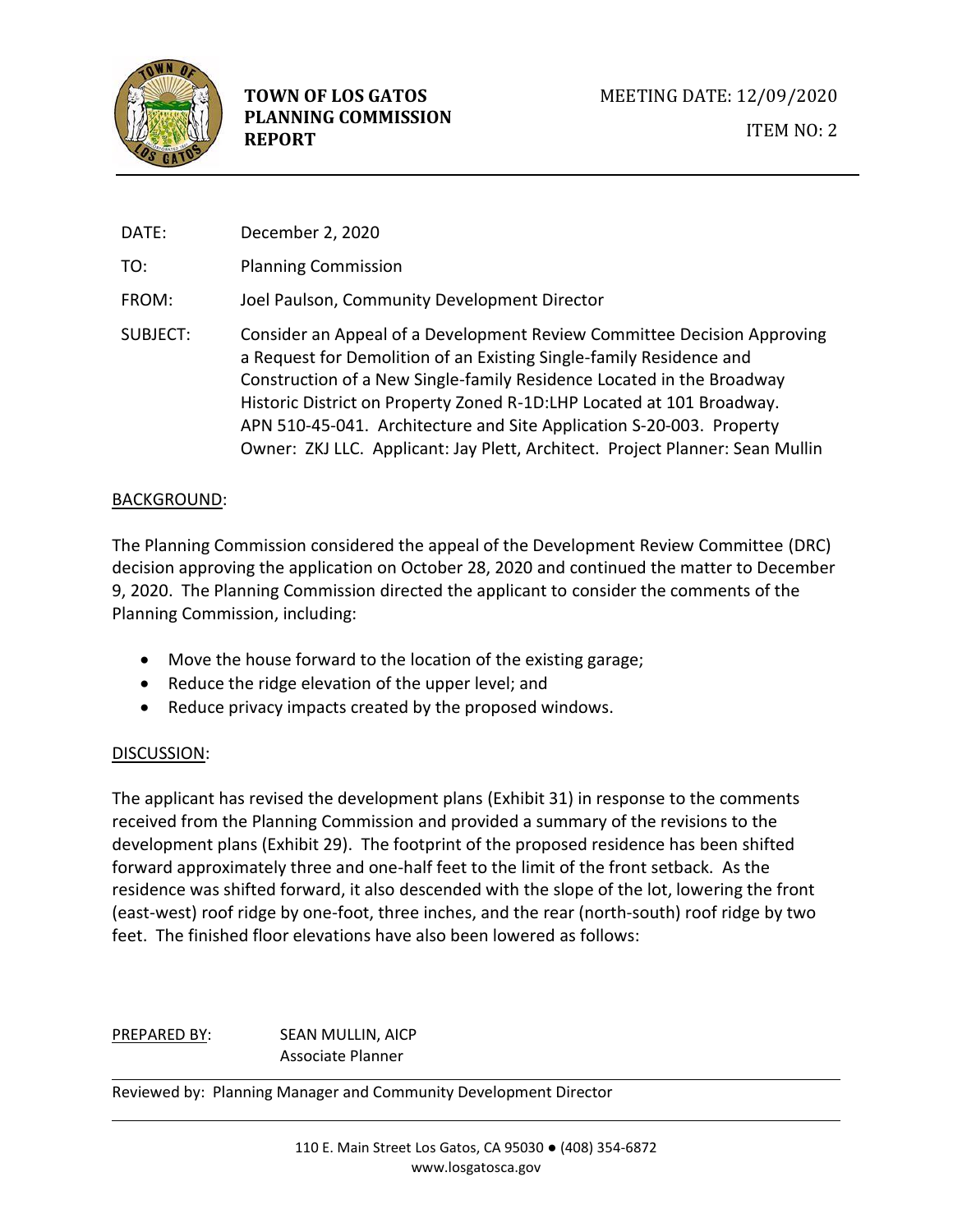**TOWN OF LOS GATOS PLANNING COMMISSION REPORT**

MEETING DATE: 12/09/2020

ITEM NO: 2

DATE: December 2, 2020

TO: Planning Commission

FROM: Joel Paulson, Community Development Director

SUBJECT: Consider an Appeal of a Development Review Committee Decision Approving a Request for Demolition of an Existing Single-family Residence and Construction of a New Single-family Residence Located in the Broadway Historic District on Property Zoned R-1D:LHP Located at 101 Broadway. APN 510-45-041. Architecture and Site Application S-20-003. Property Owner: ZKJ LLC. Applicant: Jay Plett, Architect. Project Planner: Sean Mullin

## BACKGROUND:

The Planning Commission considered the appeal of the Development Review Committee (DRC) decision approving the application on October 28, 2020 and continued the matter to December 9, 2020. The Planning Commission directed the applicant to consider the comments of the Planning Commission, including:

- Move the house forward to the location of the existing garage;
- Reduce the ridge elevation of the upper level; and
- Reduce privacy impacts created by the proposed windows.

## DISCUSSION:

The applicant has revised the development plans (Exhibit 31) in response to the comments received from the Planning Commission and provided a summary of the revisions to the development plans (Exhibit 29). The footprint of the proposed residence has been shifted forward approximately three and one-half feet to the limit of the front setback. As the residence was shifted forward, it also descended with the slope of the lot, lowering the front (east-west) roof ridge by one-foot, three inches, and the rear (north-south) roof ridge by two feet. The finished floor elevations have also been lowered as follows:

PREPARED BY: SEAN MULLIN, AICP
Associate Planner

Reviewed by: Planning Manager and Community Development Director

110 E. Main Street Los Gatos, CA 95030 ● (408) 354-6872
www.losgatosca.gov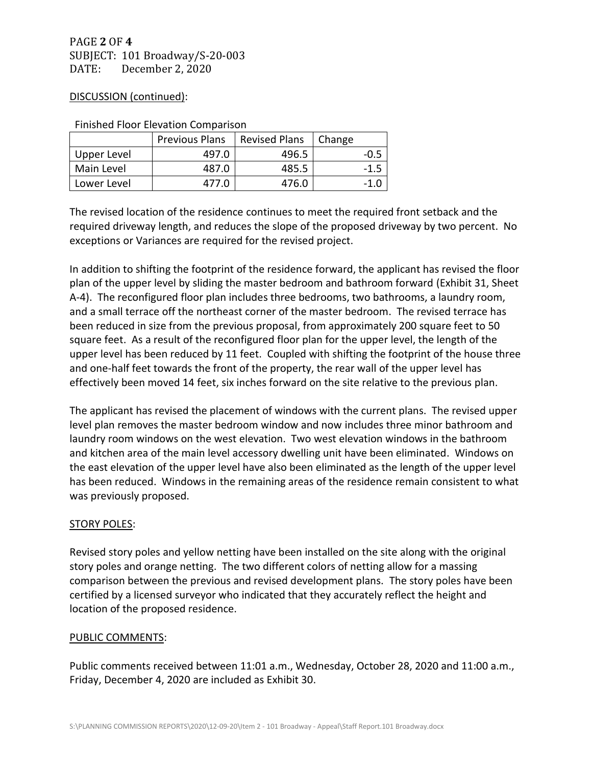PAGE **2** OF **4**
SUBJECT: 101 Broadway/S-20-003
DATE: December 2, 2020

DISCUSSION (continued):

Finished Floor Elevation Comparison

| | Previous Plans | Revised Plans | Change |
|---|---|---|---|
| Upper Level | 497.0 | 496.5 | -0.5 |
| Main Level | 487.0 | 485.5 | -1.5 |
| Lower Level | 477.0 | 476.0 | -1.0 |

The revised location of the residence continues to meet the required front setback and the required driveway length, and reduces the slope of the proposed driveway by two percent. No exceptions or Variances are required for the revised project.

In addition to shifting the footprint of the residence forward, the applicant has revised the floor plan of the upper level by sliding the master bedroom and bathroom forward (Exhibit 31, Sheet A-4). The reconfigured floor plan includes three bedrooms, two bathrooms, a laundry room, and a small terrace off the northeast corner of the master bedroom. The revised terrace has been reduced in size from the previous proposal, from approximately 200 square feet to 50 square feet. As a result of the reconfigured floor plan for the upper level, the length of the upper level has been reduced by 11 feet. Coupled with shifting the footprint of the house three and one-half feet towards the front of the property, the rear wall of the upper level has effectively been moved 14 feet, six inches forward on the site relative to the previous plan.

The applicant has revised the placement of windows with the current plans. The revised upper level plan removes the master bedroom window and now includes three minor bathroom and laundry room windows on the west elevation. Two west elevation windows in the bathroom and kitchen area of the main level accessory dwelling unit have been eliminated. Windows on the east elevation of the upper level have also been eliminated as the length of the upper level has been reduced. Windows in the remaining areas of the residence remain consistent to what was previously proposed.

STORY POLES:

Revised story poles and yellow netting have been installed on the site along with the original story poles and orange netting. The two different colors of netting allow for a massing comparison between the previous and revised development plans. The story poles have been certified by a licensed surveyor who indicated that they accurately reflect the height and location of the proposed residence.

PUBLIC COMMENTS:

Public comments received between 11:01 a.m., Wednesday, October 28, 2020 and 11:00 a.m., Friday, December 4, 2020 are included as Exhibit 30.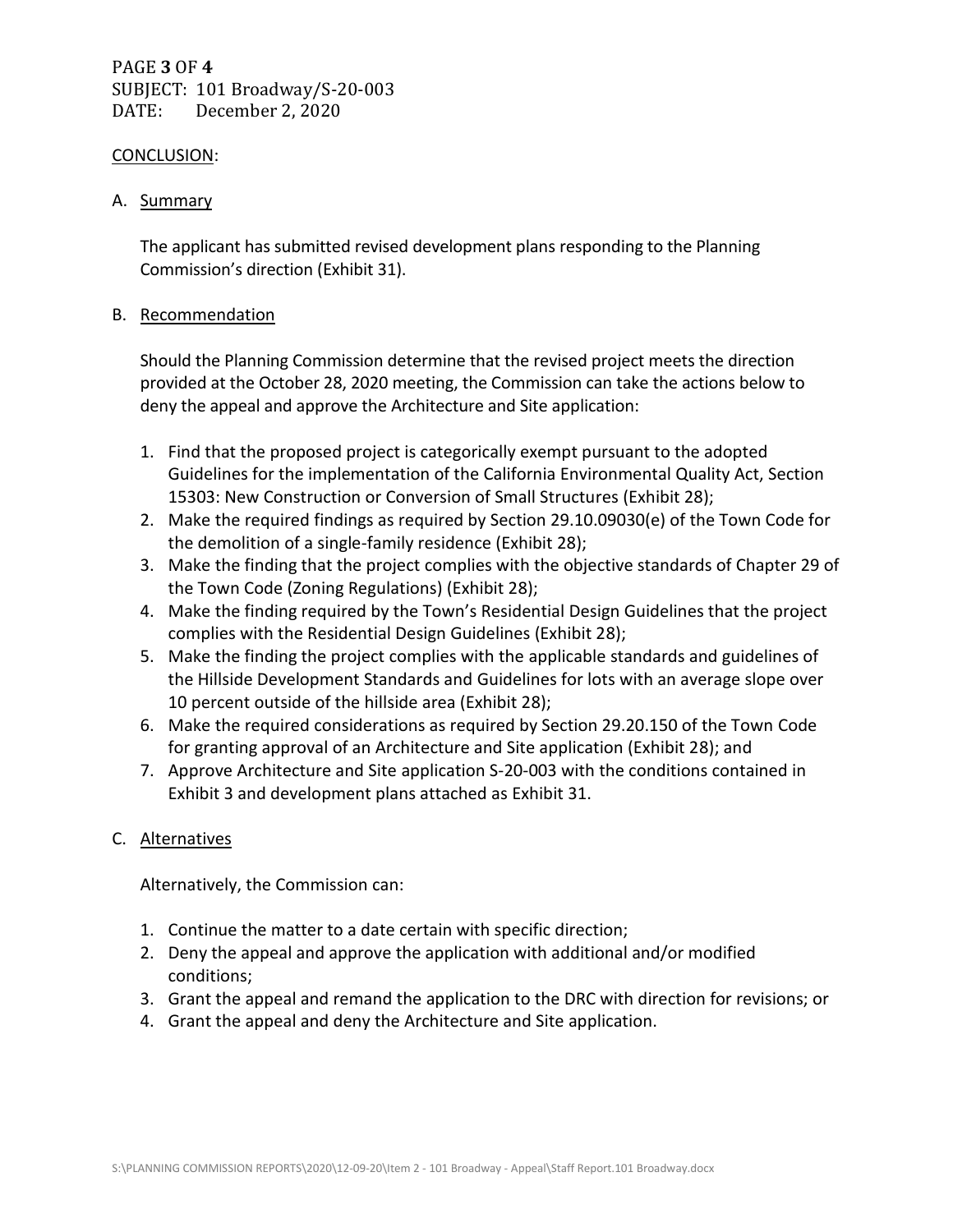## CONCLUSION:

### A. Summary

The applicant has submitted revised development plans responding to the Planning Commission's direction (Exhibit 31).

### B. Recommendation

Should the Planning Commission determine that the revised project meets the direction provided at the October 28, 2020 meeting, the Commission can take the actions below to deny the appeal and approve the Architecture and Site application:

1. Find that the proposed project is categorically exempt pursuant to the adopted Guidelines for the implementation of the California Environmental Quality Act, Section 15303: New Construction or Conversion of Small Structures (Exhibit 28);
2. Make the required findings as required by Section 29.10.09030(e) of the Town Code for the demolition of a single-family residence (Exhibit 28);
3. Make the finding that the project complies with the objective standards of Chapter 29 of the Town Code (Zoning Regulations) (Exhibit 28);
4. Make the finding required by the Town's Residential Design Guidelines that the project complies with the Residential Design Guidelines (Exhibit 28);
5. Make the finding the project complies with the applicable standards and guidelines of the Hillside Development Standards and Guidelines for lots with an average slope over 10 percent outside of the hillside area (Exhibit 28);
6. Make the required considerations as required by Section 29.20.150 of the Town Code for granting approval of an Architecture and Site application (Exhibit 28); and
7. Approve Architecture and Site application S-20-003 with the conditions contained in Exhibit 3 and development plans attached as Exhibit 31.

### C. Alternatives

Alternatively, the Commission can:

1. Continue the matter to a date certain with specific direction;
2. Deny the appeal and approve the application with additional and/or modified conditions;
3. Grant the appeal and remand the application to the DRC with direction for revisions; or
4. Grant the appeal and deny the Architecture and Site application.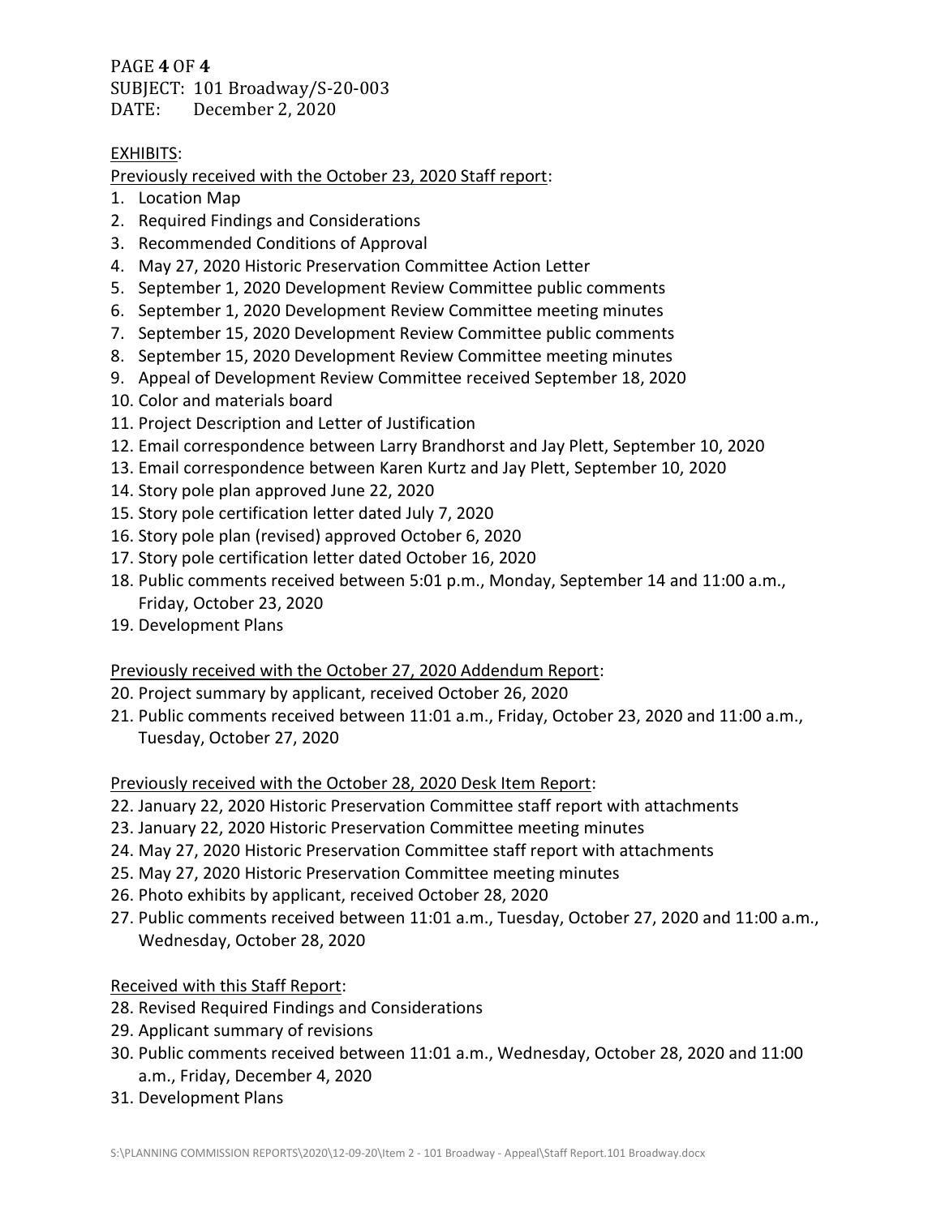SUBJECT: 101 Broadway/S-20-003
DATE: December 2, 2020

EXHIBITS:

Previously received with the October 23, 2020 Staff report:

1. Location Map
2. Required Findings and Considerations
3. Recommended Conditions of Approval
4. May 27, 2020 Historic Preservation Committee Action Letter
5. September 1, 2020 Development Review Committee public comments
6. September 1, 2020 Development Review Committee meeting minutes
7. September 15, 2020 Development Review Committee public comments
8. September 15, 2020 Development Review Committee meeting minutes
9. Appeal of Development Review Committee received September 18, 2020
10. Color and materials board
11. Project Description and Letter of Justification
12. Email correspondence between Larry Brandhorst and Jay Plett, September 10, 2020
13. Email correspondence between Karen Kurtz and Jay Plett, September 10, 2020
14. Story pole plan approved June 22, 2020
15. Story pole certification letter dated July 7, 2020
16. Story pole plan (revised) approved October 6, 2020
17. Story pole certification letter dated October 16, 2020
18. Public comments received between 5:01 p.m., Monday, September 14 and 11:00 a.m., Friday, October 23, 2020
19. Development Plans

Previously received with the October 27, 2020 Addendum Report:

20. Project summary by applicant, received October 26, 2020
21. Public comments received between 11:01 a.m., Friday, October 23, 2020 and 11:00 a.m., Tuesday, October 27, 2020

Previously received with the October 28, 2020 Desk Item Report:

22. January 22, 2020 Historic Preservation Committee staff report with attachments
23. January 22, 2020 Historic Preservation Committee meeting minutes
24. May 27, 2020 Historic Preservation Committee staff report with attachments
25. May 27, 2020 Historic Preservation Committee meeting minutes
26. Photo exhibits by applicant, received October 28, 2020
27. Public comments received between 11:01 a.m., Tuesday, October 27, 2020 and 11:00 a.m., Wednesday, October 28, 2020

Received with this Staff Report:

28. Revised Required Findings and Considerations
29. Applicant summary of revisions
30. Public comments received between 11:01 a.m., Wednesday, October 28, 2020 and 11:00 a.m., Friday, December 4, 2020
31. Development Plans